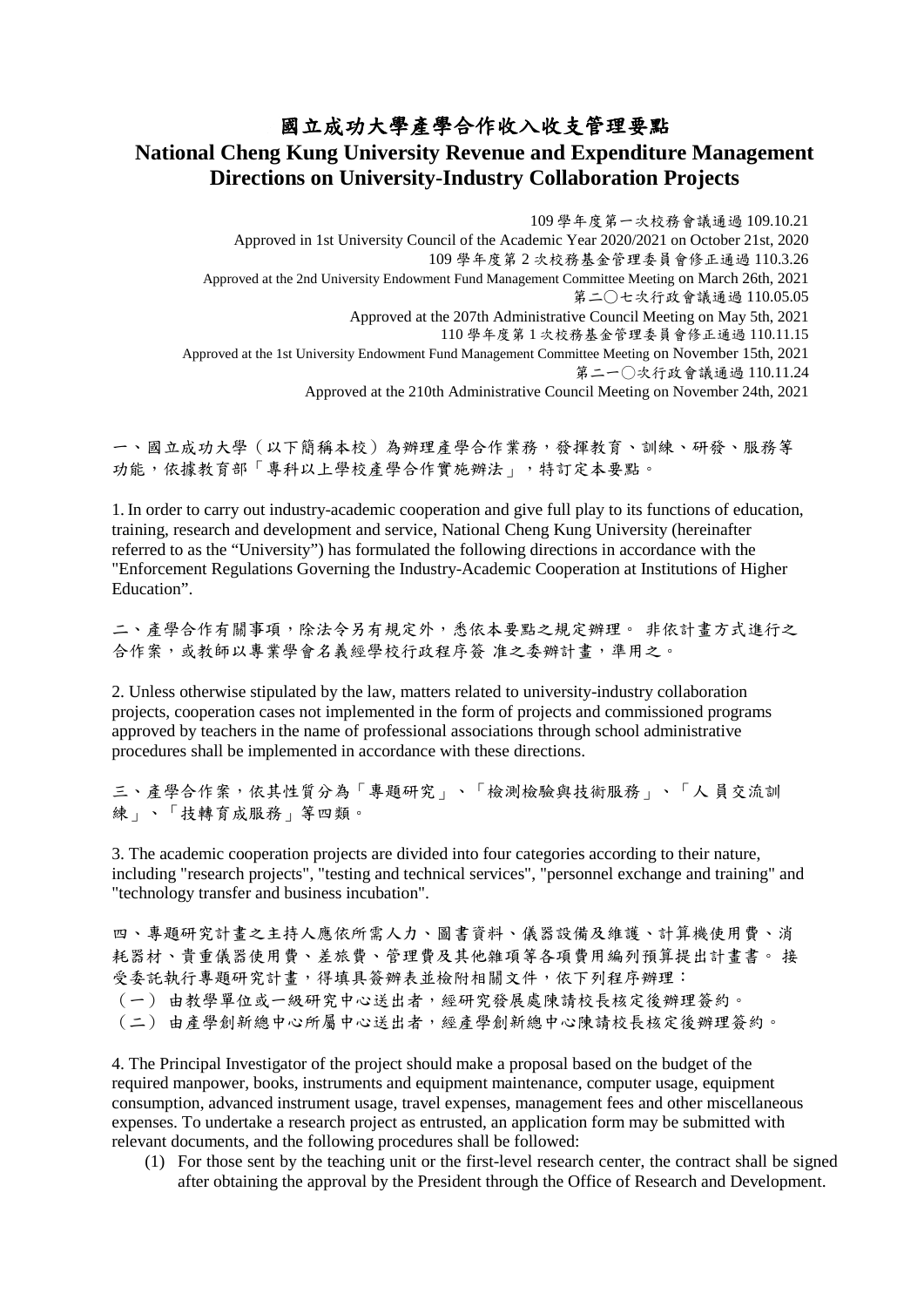# 國立成功大學產學合作收入收支管理要點
# National Cheng Kung University Revenue and Expenditure Management Directions on University-Industry Collaboration Projects

109 學年度第一次校務會議通過 109.10.21
Approved in 1st University Council of the Academic Year 2020/2021 on October 21st, 2020
109 學年度第 2 次校務基金管理委員會修正通過 110.3.26
Approved at the 2nd University Endowment Fund Management Committee Meeting on March 26th, 2021
第二〇七次行政會議通過 110.05.05
Approved at the 207th Administrative Council Meeting on May 5th, 2021
110 學年度第 1 次校務基金管理委員會修正通過 110.11.15
Approved at the 1st University Endowment Fund Management Committee Meeting on November 15th, 2021
第二一〇次行政會議通過 110.11.24
Approved at the 210th Administrative Council Meeting on November 24th, 2021

一、國立成功大學（以下簡稱本校）為辦理產學合作業務，發揮教育、訓練、研發、服務等功能，依據教育部「專科以上學校產學合作實施辦法」，特訂定本要點。

1. In order to carry out industry-academic cooperation and give full play to its functions of education, training, research and development and service, National Cheng Kung University (hereinafter referred to as the "University") has formulated the following directions in accordance with the "Enforcement Regulations Governing the Industry-Academic Cooperation at Institutions of Higher Education".

二、產學合作有關事項，除法令另有規定外，悉依本要點之規定辦理。非依計畫方式進行之合作案，或教師以專業學會名義經學校行政程序簽 准之委辦計畫，準用之。

2. Unless otherwise stipulated by the law, matters related to university-industry collaboration projects, cooperation cases not implemented in the form of projects and commissioned programs approved by teachers in the name of professional associations through school administrative procedures shall be implemented in accordance with these directions.

三、產學合作案，依其性質分為「專題研究」、「檢測檢驗與技術服務」、「人員交流訓練」、「技轉育成服務」等四類。

3. The academic cooperation projects are divided into four categories according to their nature, including "research projects", "testing and technical services", "personnel exchange and training" and "technology transfer and business incubation".

四、專題研究計畫之主持人應依所需人力、圖書資料、儀器設備及維護、計算機使用費、消耗器材、貴重儀器使用費、差旅費、管理費及其他雜項等各項費用編列預算提出計畫書。接受委託執行專題研究計畫，得填具簽辦表並檢附相關文件，依下列程序辦理：

（一）由教學單位或一級研究中心送出者，經研究發展處陳請校長核定後辦理簽約。

（二）由產學創新總中心所屬中心送出者，經產學創新總中心陳請校長核定後辦理簽約。

4. The Principal Investigator of the project should make a proposal based on the budget of the required manpower, books, instruments and equipment maintenance, computer usage, equipment consumption, advanced instrument usage, travel expenses, management fees and other miscellaneous expenses. To undertake a research project as entrusted, an application form may be submitted with relevant documents, and the following procedures shall be followed:

(1) For those sent by the teaching unit or the first-level research center, the contract shall be signed after obtaining the approval by the President through the Office of Research and Development.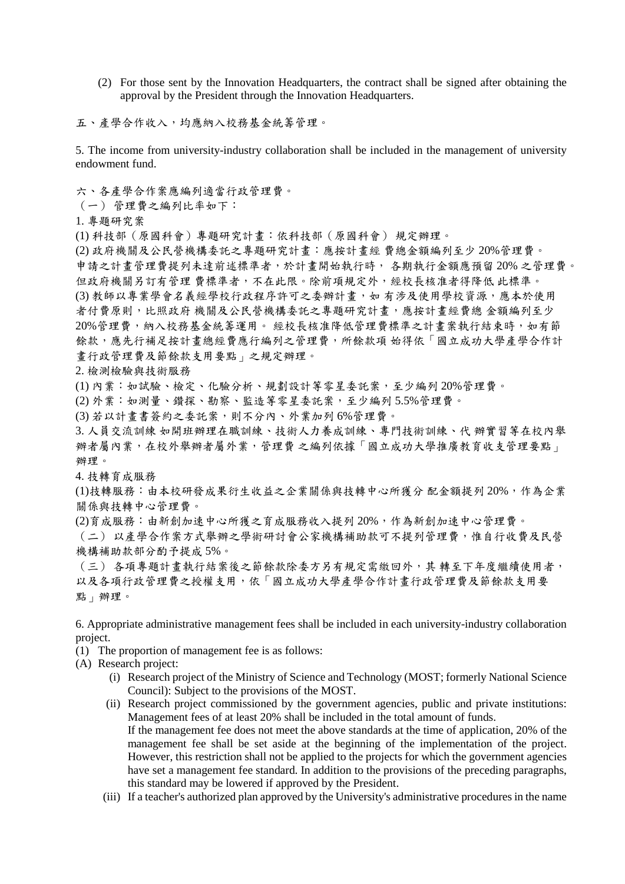(2) For those sent by the Innovation Headquarters, the contract shall be signed after obtaining the approval by the President through the Innovation Headquarters.

五、產學合作收入，均應納入校務基金統籌管理。

5. The income from university-industry collaboration shall be included in the management of university endowment fund.

六、各產學合作案應編列適當行政管理費。

（一） 管理費之編列比率如下：

1. 專題研究案

(1) 科技部（原國科會）專題研究計畫：依科技部（原國科會） 規定辦理。

(2) 政府機關及公民營機構委託之專題研究計畫：應按計畫經 費總金額編列至少 20%管理費。申請之計畫管理費提列未達前述標準者，於計畫開始執行時， 各期執行金額應預留 20% 之管理費。但政府機關另訂有管理 費標準者，不在此限。除前項規定外，經校長核准者得降低 此標準。

(3) 教師以專業學會名義經學校行政程序許可之委辦計畫，如 有涉及使用學校資源，應本於使用者付費原則，比照政府 機關及公民營機構委託之專題研究計畫，應按計畫經費總 金額編列至少 20%管理費，納入校務基金統籌運用。 經校長核准降低管理費標準之計畫案執行結束時，如有節餘款，應先行補足按計畫總經費應行編列之管理費，所餘款項 始得依「國立成功大學產學合作計畫行政管理費及節餘款支用要點」之規定辦理。

2. 檢測檢驗與技術服務

(1) 內業：如試驗、檢定、化驗分析、規劃設計等零星委託案，至少編列 20%管理費。

(2) 外業：如測量、鑽探、勘察、監造等零星委託案，至少編列 5.5%管理費。

(3) 若以計畫書簽約之委託案，則不分內、外業加列 6%管理費。

3. 人員交流訓練 如開班辦理在職訓練、技術人力養成訓練、專門技術訓練、代 辦實習等在校內舉辦者屬內業，在校外舉辦者屬外業，管理費 之編列依據「國立成功大學推廣教育收支管理要點」辦理。

4. 技轉育成服務

(1)技轉服務：由本校研發成果衍生收益之企業關係與技轉中心所獲分 配金額提列 20%，作為企業關係與技轉中心管理費。

(2)育成服務：由新創加速中心所獲之育成服務收入提列 20%，作為新創加速中心管理費。

（二） 以產學合作案方式舉辦之學術研討會公家機構補助款可不提列管理費，惟自行收費及民營機構補助款部分酌予提成 5%。

（三） 各項專題計畫執行結案後之節餘款除委方另有規定需繳回外，其 轉至下年度繼續使用者，以及各項行政管理費之授權支用，依「國立成功大學產學合作計畫行政管理費及節餘款支用要點」辦理。

6. Appropriate administrative management fees shall be included in each university-industry collaboration project.

(1) The proportion of management fee is as follows:

(A) Research project:

(i) Research project of the Ministry of Science and Technology (MOST; formerly National Science Council): Subject to the provisions of the MOST.

(ii) Research project commissioned by the government agencies, public and private institutions: Management fees of at least 20% shall be included in the total amount of funds. If the management fee does not meet the above standards at the time of application, 20% of the management fee shall be set aside at the beginning of the implementation of the project. However, this restriction shall not be applied to the projects for which the government agencies have set a management fee standard. In addition to the provisions of the preceding paragraphs, this standard may be lowered if approved by the President.

(iii) If a teacher's authorized plan approved by the University's administrative procedures in the name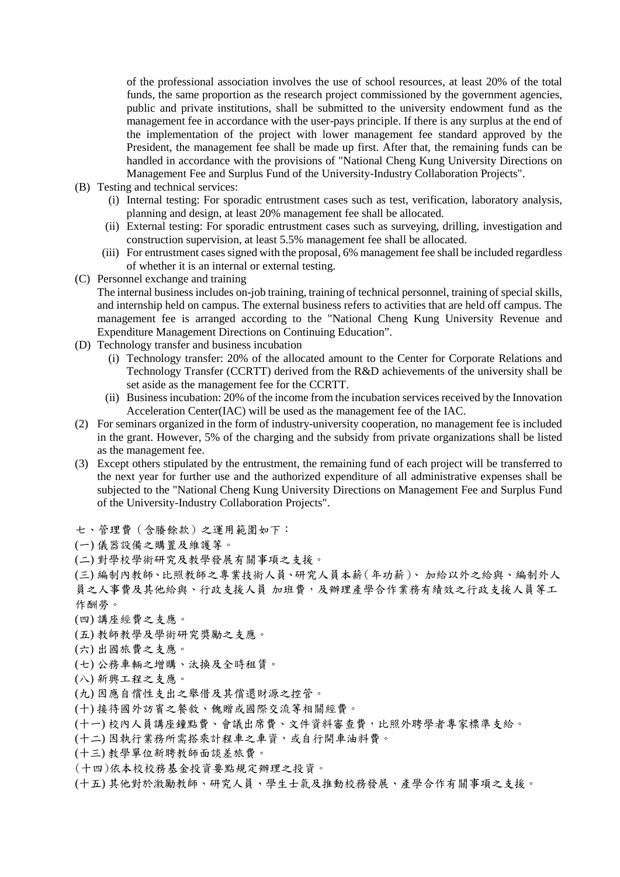of the professional association involves the use of school resources, at least 20% of the total funds, the same proportion as the research project commissioned by the government agencies, public and private institutions, shall be submitted to the university endowment fund as the management fee in accordance with the user-pays principle. If there is any surplus at the end of the implementation of the project with lower management fee standard approved by the President, the management fee shall be made up first. After that, the remaining funds can be handled in accordance with the provisions of "National Cheng Kung University Directions on Management Fee and Surplus Fund of the University-Industry Collaboration Projects".

(B) Testing and technical services:
   (i) Internal testing: For sporadic entrustment cases such as test, verification, laboratory analysis, planning and design, at least 20% management fee shall be allocated.
   (ii) External testing: For sporadic entrustment cases such as surveying, drilling, investigation and construction supervision, at least 5.5% management fee shall be allocated.
   (iii) For entrustment cases signed with the proposal, 6% management fee shall be included regardless of whether it is an internal or external testing.

(C) Personnel exchange and training
The internal business includes on-job training, training of technical personnel, training of special skills, and internship held on campus. The external business refers to activities that are held off campus. The management fee is arranged according to the "National Cheng Kung University Revenue and Expenditure Management Directions on Continuing Education".

(D) Technology transfer and business incubation
   (i) Technology transfer: 20% of the allocated amount to the Center for Corporate Relations and Technology Transfer (CCRTT) derived from the R&D achievements of the university shall be set aside as the management fee for the CCRTT.
   (ii) Business incubation: 20% of the income from the incubation services received by the Innovation Acceleration Center(IAC) will be used as the management fee of the IAC.

(2) For seminars organized in the form of industry-university cooperation, no management fee is included in the grant. However, 5% of the charging and the subsidy from private organizations shall be listed as the management fee.

(3) Except others stipulated by the entrustment, the remaining fund of each project will be transferred to the next year for further use and the authorized expenditure of all administrative expenses shall be subjected to the "National Cheng Kung University Directions on Management Fee and Surplus Fund of the University-Industry Collaboration Projects".

七、管理費（含賸餘款）之運用範圍如下：

(一) 儀器設備之購置及維護等。

(二) 對學校學術研究及教學發展有關事項之支援。

(三) 編制內教師、比照教師之專業技術人員、研究人員本薪(年功薪)、加給以外之給與、編制外人員之人事費及其他給與、行政支援人員 加班費，及辦理產學合作業務有績效之行政支援人員等工作酬勞。

(四) 講座經費之支應。

(五) 教師教學及學術研究獎勵之支應。

(六) 出國旅費之支應。

(七) 公務車輛之增購、汰換及全時租賃。

(八) 新興工程之支應。

(九) 因應自償性支出之舉借及其償還財源之控管。

(十) 接待國外訪賓之餐敘、餽贈或國際交流等相關經費。

(十一) 校內人員講座鐘點費、會議出席費、文件資料審查費，比照外聘學者專家標準支給。

(十二) 因執行業務所需搭乘計程車之車資，或自行開車油料費。

(十三) 教學單位新聘教師面談差旅費。

(十四)依本校校務基金投資要點規定辦理之投資。

(十五) 其他對於激勵教師、研究人員、學生士氣及推動校務發展、產學合作有關事項之支援。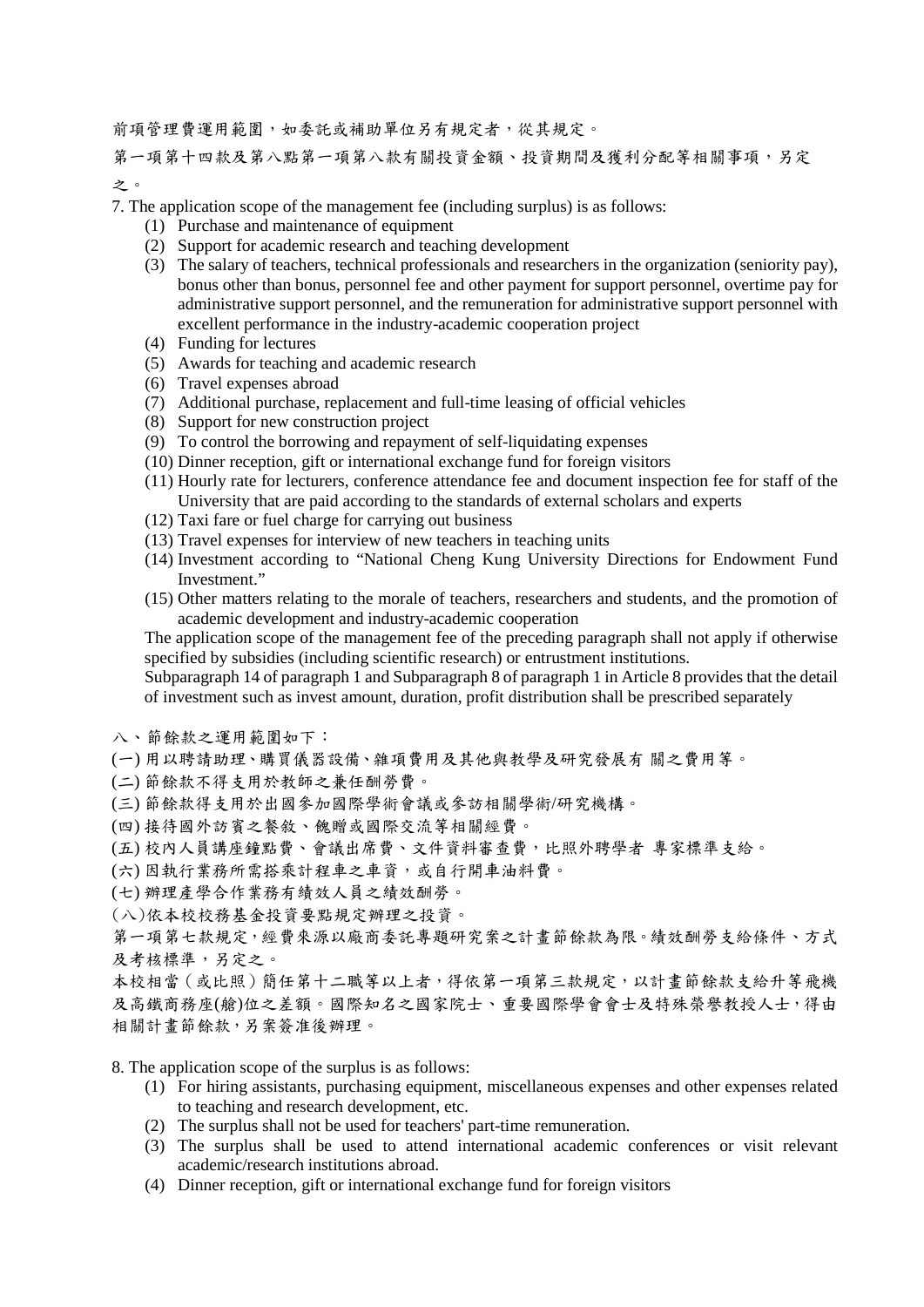前項管理費運用範圍，如委託或補助單位另有規定者，從其規定。

第一項第十四款及第八點第一項第八款有關投資金額、投資期間及獲利分配等相關事項，另定之。

7. The application scope of the management fee (including surplus) is as follows:

   (1) Purchase and maintenance of equipment
   (2) Support for academic research and teaching development
   (3) The salary of teachers, technical professionals and researchers in the organization (seniority pay), bonus other than bonus, personnel fee and other payment for support personnel, overtime pay for administrative support personnel, and the remuneration for administrative support personnel with excellent performance in the industry-academic cooperation project
   (4) Funding for lectures
   (5) Awards for teaching and academic research
   (6) Travel expenses abroad
   (7) Additional purchase, replacement and full-time leasing of official vehicles
   (8) Support for new construction project
   (9) To control the borrowing and repayment of self-liquidating expenses
   (10) Dinner reception, gift or international exchange fund for foreign visitors
   (11) Hourly rate for lecturers, conference attendance fee and document inspection fee for staff of the University that are paid according to the standards of external scholars and experts
   (12) Taxi fare or fuel charge for carrying out business
   (13) Travel expenses for interview of new teachers in teaching units
   (14) Investment according to "National Cheng Kung University Directions for Endowment Fund Investment."
   (15) Other matters relating to the morale of teachers, researchers and students, and the promotion of academic development and industry-academic cooperation

   The application scope of the management fee of the preceding paragraph shall not apply if otherwise specified by subsidies (including scientific research) or entrustment institutions.

   Subparagraph 14 of paragraph 1 and Subparagraph 8 of paragraph 1 in Article 8 provides that the detail of investment such as invest amount, duration, profit distribution shall be prescribed separately

八、節餘款之運用範圍如下：

(一) 用以聘請助理、購買儀器設備、雜項費用及其他與教學及研究發展有 關之費用等。

(二) 節餘款不得支用於教師之兼任酬勞費。

(三) 節餘款得支用於出國參加國際學術會議或參訪相關學術/研究機構。

(四) 接待國外訪賓之餐敘、餽贈或國際交流等相關經費。

(五) 校內人員講座鐘點費、會議出席費、文件資料審查費，比照外聘學者 專家標準支給。

(六) 因執行業務所需搭乘計程車之車資，或自行開車油料費。

(七) 辦理產學合作業務有績效人員之績效酬勞。

(八)依本校校務基金投資要點規定辦理之投資。

第一項第七款規定，經費來源以廠商委託專題研究案之計畫節餘款為限。績效酬勞支給條件、方式及考核標準，另定之。

本校相當（或比照）簡任第十二職等以上者，得依第一項第三款規定，以計畫節餘款支給升等飛機及高鐵商務座(艙)位之差額。國際知名之國家院士、重要國際學會會士及特殊榮譽教授人士，得由相關計畫節餘款，另案簽准後辦理。

8. The application scope of the surplus is as follows:

   (1) For hiring assistants, purchasing equipment, miscellaneous expenses and other expenses related to teaching and research development, etc.
   (2) The surplus shall not be used for teachers' part-time remuneration.
   (3) The surplus shall be used to attend international academic conferences or visit relevant academic/research institutions abroad.
   (4) Dinner reception, gift or international exchange fund for foreign visitors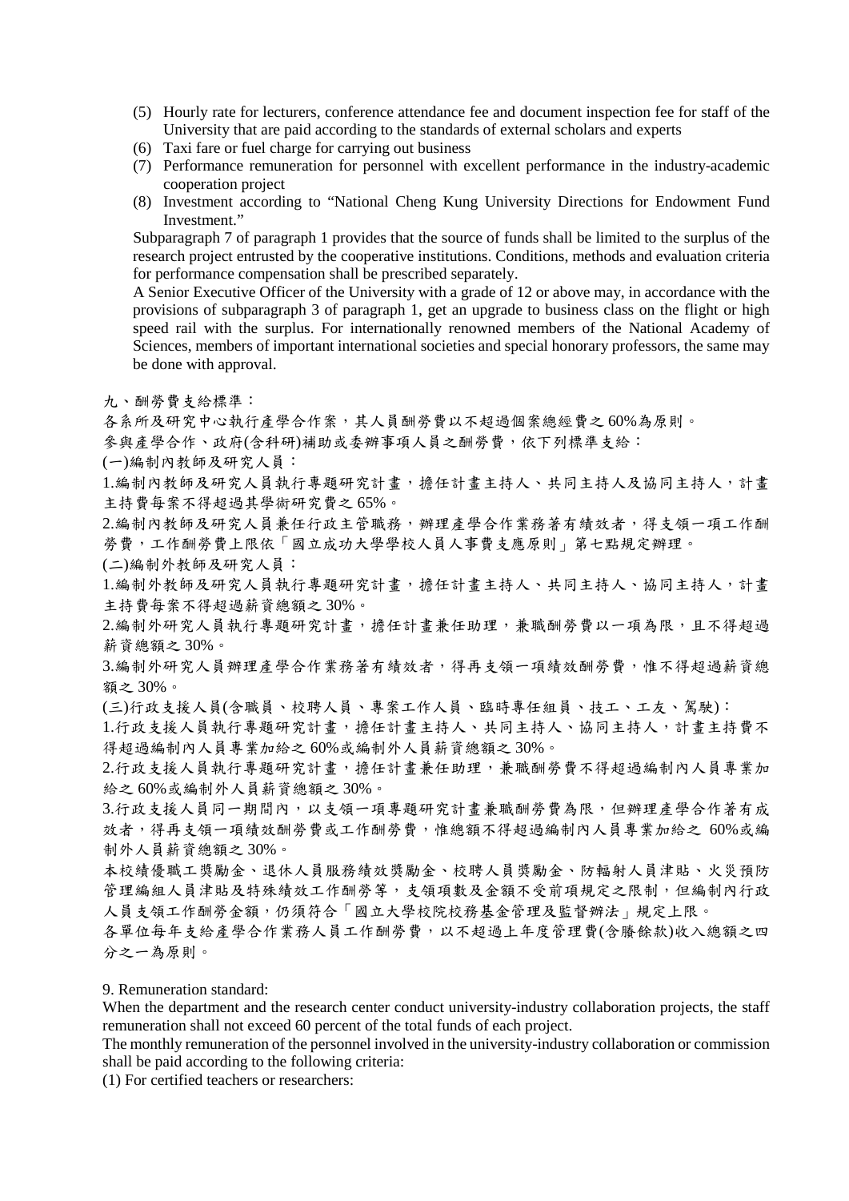(5) Hourly rate for lecturers, conference attendance fee and document inspection fee for staff of the University that are paid according to the standards of external scholars and experts
(6) Taxi fare or fuel charge for carrying out business
(7) Performance remuneration for personnel with excellent performance in the industry-academic cooperation project
(8) Investment according to "National Cheng Kung University Directions for Endowment Fund Investment."

Subparagraph 7 of paragraph 1 provides that the source of funds shall be limited to the surplus of the research project entrusted by the cooperative institutions. Conditions, methods and evaluation criteria for performance compensation shall be prescribed separately.

A Senior Executive Officer of the University with a grade of 12 or above may, in accordance with the provisions of subparagraph 3 of paragraph 1, get an upgrade to business class on the flight or high speed rail with the surplus. For internationally renowned members of the National Academy of Sciences, members of important international societies and special honorary professors, the same may be done with approval.

九、酬勞費支給標準：

各系所及研究中心執行產學合作案，其人員酬勞費以不超過個案總經費之 60%為原則。

參與產學合作、政府(含科研)補助或委辦事項人員之酬勞費，依下列標準支給：

(一)編制內教師及研究人員：

1.編制內教師及研究人員執行專題研究計畫，擔任計畫主持人、共同主持人及協同主持人，計畫主持費每案不得超過其學術研究費之 65%。

2.編制內教師及研究人員兼任行政主管職務，辦理產學合作業務著有績效者，得支領一項工作酬勞費，工作酬勞費上限依「國立成功大學學校人員人事費支應原則」第七點規定辦理。

(二)編制外教師及研究人員：

1.編制外教師及研究人員執行專題研究計畫，擔任計畫主持人、共同主持人、協同主持人，計畫主持費每案不得超過薪資總額之 30%。

2.編制外研究人員執行專題研究計畫，擔任計畫兼任助理，兼職酬勞費以一項為限，且不得超過薪資總額之 30%。

3.編制外研究人員辦理產學合作業務著有績效者，得再支領一項績效酬勞費，惟不得超過薪資總額之 30%。

(三)行政支援人員(含職員、校聘人員、專案工作人員、臨時專任組員、技工、工友、駕駛)：

1.行政支援人員執行專題研究計畫，擔任計畫主持人、共同主持人、協同主持人，計畫主持費不得超過編制內人員專業加給之 60%或編制外人員薪資總額之 30%。

2.行政支援人員執行專題研究計畫，擔任計畫兼任助理，兼職酬勞費不得超過編制內人員專業加給之 60%或編制外人員薪資總額之 30%。

3.行政支援人員同一期間內，以支領一項專題研究計畫兼職酬勞費為限，但辦理產學合作著有成效者，得再支領一項績效酬勞費或工作酬勞費，惟總額不得超過編制內人員專業加給之 60%或編制外人員薪資總額之 30%。

本校績優職工獎勵金、退休人員服務績效獎勵金、校聘人員獎勵金、防輻射人員津貼、火災預防管理編組人員津貼及特殊績效工作酬勞等，支領項數及金額不受前項規定之限制，但編制內行政人員支領工作酬勞金額，仍須符合「國立大學校院校務基金管理及監督辦法」規定上限。

各單位每年支給產學合作業務人員工作酬勞費，以不超過上年度管理費(含賸餘款)收入總額之四分之一為原則。

9. Remuneration standard:

When the department and the research center conduct university-industry collaboration projects, the staff remuneration shall not exceed 60 percent of the total funds of each project.

The monthly remuneration of the personnel involved in the university-industry collaboration or commission shall be paid according to the following criteria:

(1) For certified teachers or researchers: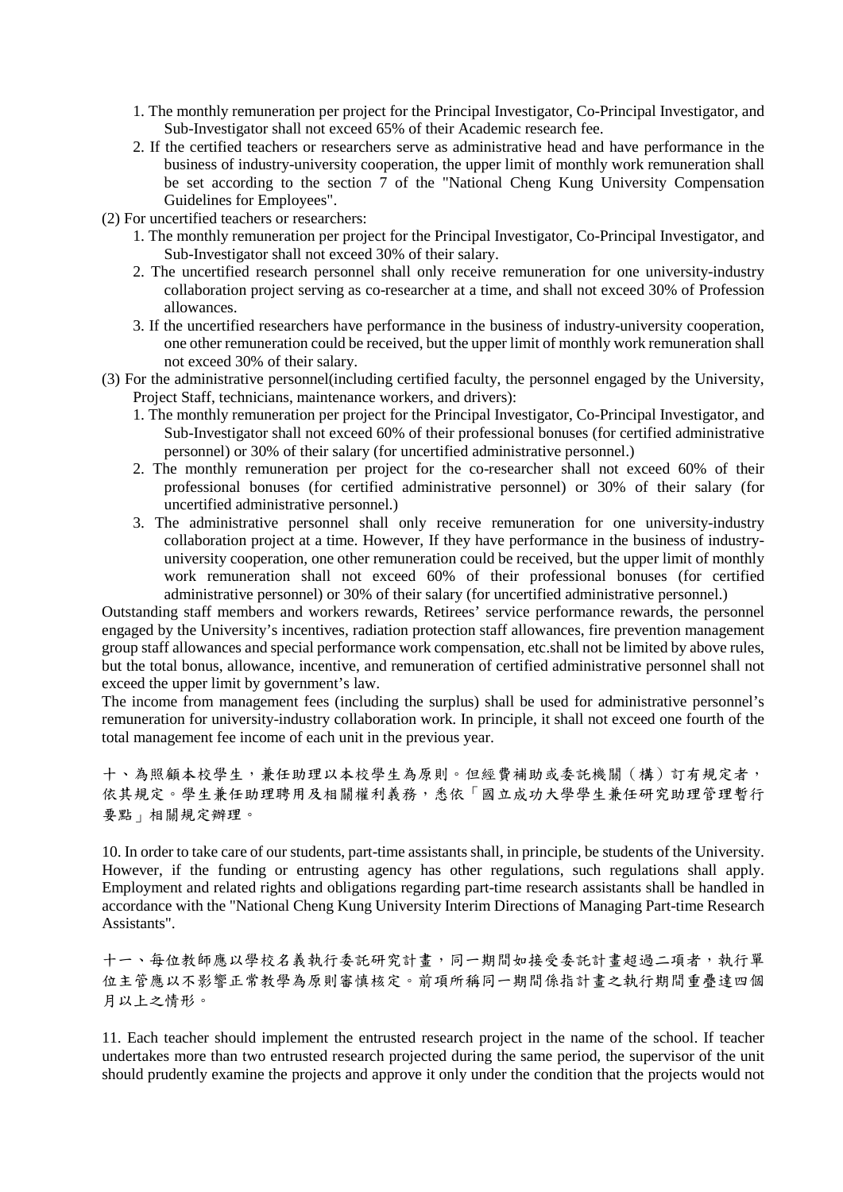1. The monthly remuneration per project for the Principal Investigator, Co-Principal Investigator, and Sub-Investigator shall not exceed 65% of their Academic research fee.
2. If the certified teachers or researchers serve as administrative head and have performance in the business of industry-university cooperation, the upper limit of monthly work remuneration shall be set according to the section 7 of the "National Cheng Kung University Compensation Guidelines for Employees".

(2) For uncertified teachers or researchers:

1. The monthly remuneration per project for the Principal Investigator, Co-Principal Investigator, and Sub-Investigator shall not exceed 30% of their salary.
2. The uncertified research personnel shall only receive remuneration for one university-industry collaboration project serving as co-researcher at a time, and shall not exceed 30% of Profession allowances.
3. If the uncertified researchers have performance in the business of industry-university cooperation, one other remuneration could be received, but the upper limit of monthly work remuneration shall not exceed 30% of their salary.

(3) For the administrative personnel(including certified faculty, the personnel engaged by the University, Project Staff, technicians, maintenance workers, and drivers):

1. The monthly remuneration per project for the Principal Investigator, Co-Principal Investigator, and Sub-Investigator shall not exceed 60% of their professional bonuses (for certified administrative personnel) or 30% of their salary (for uncertified administrative personnel.)
2. The monthly remuneration per project for the co-researcher shall not exceed 60% of their professional bonuses (for certified administrative personnel) or 30% of their salary (for uncertified administrative personnel.)
3. The administrative personnel shall only receive remuneration for one university-industry collaboration project at a time. However, If they have performance in the business of industry-university cooperation, one other remuneration could be received, but the upper limit of monthly work remuneration shall not exceed 60% of their professional bonuses (for certified administrative personnel) or 30% of their salary (for uncertified administrative personnel.)

Outstanding staff members and workers rewards, Retirees' service performance rewards, the personnel engaged by the University's incentives, radiation protection staff allowances, fire prevention management group staff allowances and special performance work compensation, etc.shall not be limited by above rules, but the total bonus, allowance, incentive, and remuneration of certified administrative personnel shall not exceed the upper limit by government's law.

The income from management fees (including the surplus) shall be used for administrative personnel's remuneration for university-industry collaboration work. In principle, it shall not exceed one fourth of the total management fee income of each unit in the previous year.

十、為照顧本校學生，兼任助理以本校學生為原則。但經費補助或委託機關（構）訂有規定者，依其規定。學生兼任助理聘用及相關權利義務，悉依「國立成功大學學生兼任研究助理管理暫行要點」相關規定辦理。

10. In order to take care of our students, part-time assistants shall, in principle, be students of the University. However, if the funding or entrusting agency has other regulations, such regulations shall apply. Employment and related rights and obligations regarding part-time research assistants shall be handled in accordance with the "National Cheng Kung University Interim Directions of Managing Part-time Research Assistants".

十一、每位教師應以學校名義執行委託研究計畫，同一期間如接受委託計畫超過二項者，執行單位主管應以不影響正常教學為原則審慎核定。前項所稱同一期間係指計畫之執行期間重疊達四個月以上之情形。

11. Each teacher should implement the entrusted research project in the name of the school. If teacher undertakes more than two entrusted research projected during the same period, the supervisor of the unit should prudently examine the projects and approve it only under the condition that the projects would not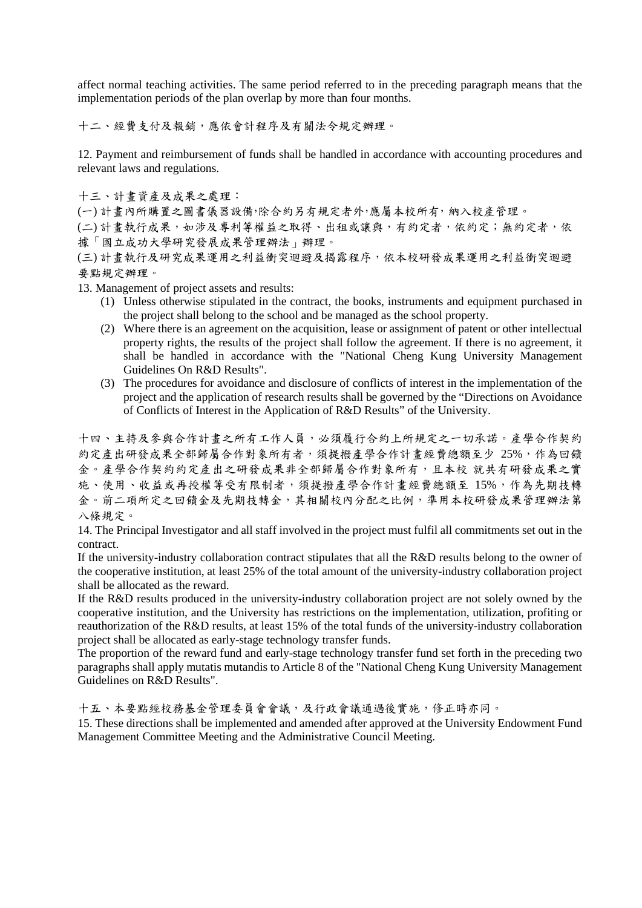affect normal teaching activities. The same period referred to in the preceding paragraph means that the implementation periods of the plan overlap by more than four months.

十二、經費支付及報銷，應依會計程序及有關法令規定辦理。

12. Payment and reimbursement of funds shall be handled in accordance with accounting procedures and relevant laws and regulations.

十三、計畫資產及成果之處理：

(一) 計畫內所購置之圖書儀器設備,除合約另有規定者外,應屬本校所有，納入校產管理。

(二) 計畫執行成果，如涉及專利等權益之取得、出租或讓與，有約定者，依約定；無約定者，依據「國立成功大學研究發展成果管理辦法」辦理。

(三) 計畫執行及研究成果運用之利益衝突迴避及揭露程序，依本校研發成果運用之利益衝突迴避要點規定辦理。

13. Management of project assets and results:

(1) Unless otherwise stipulated in the contract, the books, instruments and equipment purchased in the project shall belong to the school and be managed as the school property.
(2) Where there is an agreement on the acquisition, lease or assignment of patent or other intellectual property rights, the results of the project shall follow the agreement. If there is no agreement, it shall be handled in accordance with the "National Cheng Kung University Management Guidelines On R&D Results".
(3) The procedures for avoidance and disclosure of conflicts of interest in the implementation of the project and the application of research results shall be governed by the “Directions on Avoidance of Conflicts of Interest in the Application of R&D Results” of the University.

十四、主持及參與合作計畫之所有工作人員，必須履行合約上所規定之一切承諾。產學合作契約約定產出研發成果全部歸屬合作對象所有者，須提撥產學合作計畫經費總額至少 25%，作為回饋金。產學合作契約約定產出之研發成果非全部歸屬合作對象所有，且本校 就共有研發成果之實施、使用、收益或再授權等受有限制者，須提撥產學合作計畫經費總額至 15%，作為先期技轉金。前二項所定之回饋金及先期技轉金，其相關校內分配之比例，準用本校研發成果管理辦法第八條規定。

14. The Principal Investigator and all staff involved in the project must fulfil all commitments set out in the contract.

If the university-industry collaboration contract stipulates that all the R&D results belong to the owner of the cooperative institution, at least 25% of the total amount of the university-industry collaboration project shall be allocated as the reward.

If the R&D results produced in the university-industry collaboration project are not solely owned by the cooperative institution, and the University has restrictions on the implementation, utilization, profiting or reauthorization of the R&D results, at least 15% of the total funds of the university-industry collaboration project shall be allocated as early-stage technology transfer funds.

The proportion of the reward fund and early-stage technology transfer fund set forth in the preceding two paragraphs shall apply mutatis mutandis to Article 8 of the "National Cheng Kung University Management Guidelines on R&D Results".

十五、本要點經校務基金管理委員會會議，及行政會議通過後實施，修正時亦同。

15. These directions shall be implemented and amended after approved at the University Endowment Fund Management Committee Meeting and the Administrative Council Meeting.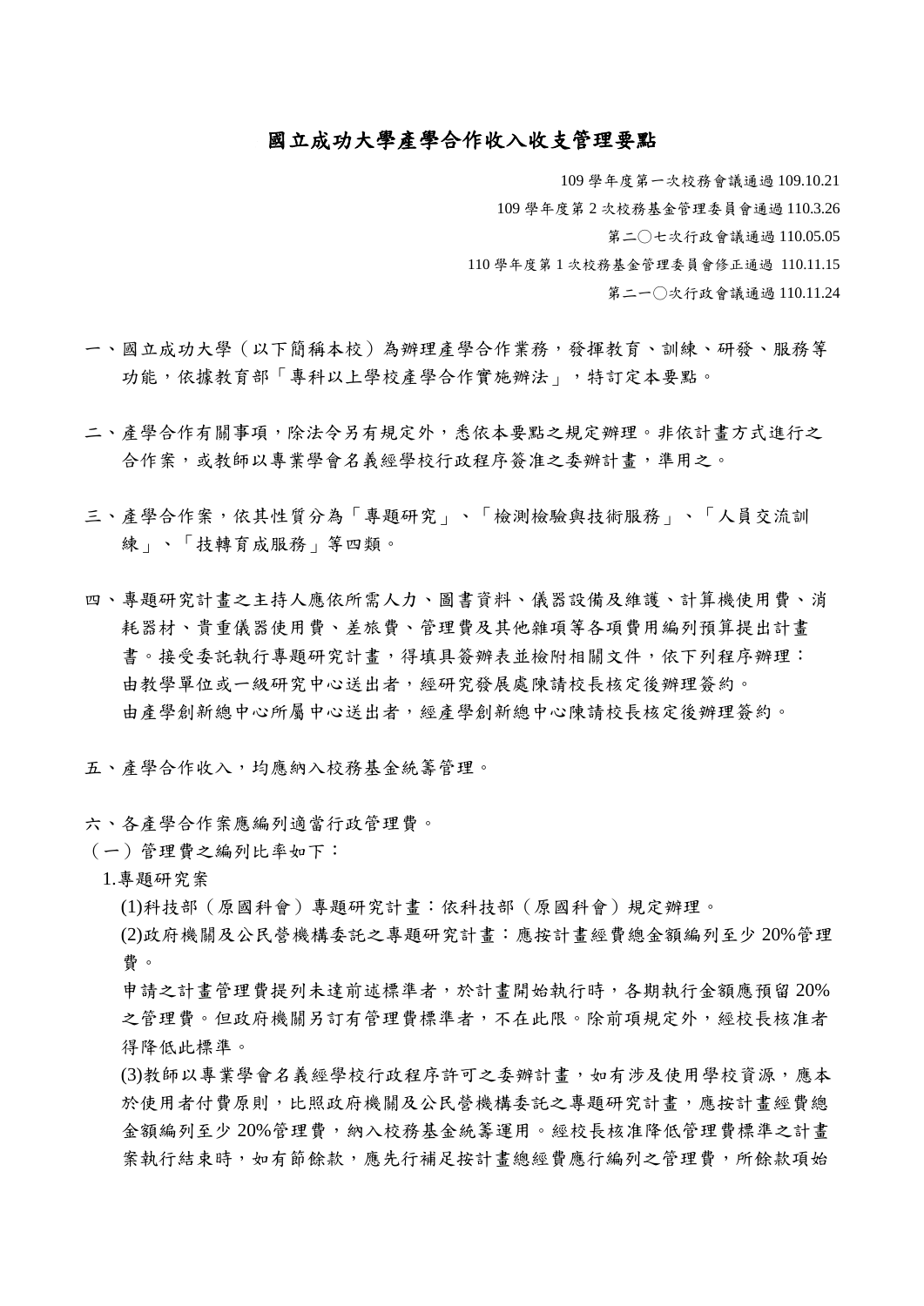# 國立成功大學產學合作收入收支管理要點

109 學年度第一次校務會議通過 109.10.21

109 學年度第 2 次校務基金管理委員會通過 110.3.26

第二〇七次行政會議通過 110.05.05

110 學年度第 1 次校務基金管理委員會修正通過 110.11.15

第二一〇次行政會議通過 110.11.24

一、國立成功大學（以下簡稱本校）為辦理產學合作業務，發揮教育、訓練、研發、服務等功能，依據教育部「專科以上學校產學合作實施辦法」，特訂定本要點。

二、產學合作有關事項，除法令另有規定外，悉依本要點之規定辦理。非依計畫方式進行之合作案，或教師以專業學會名義經學校行政程序簽准之委辦計畫，準用之。

三、產學合作案，依其性質分為「專題研究」、「檢測檢驗與技術服務」、「人員交流訓練」、「技轉育成服務」等四類。

四、專題研究計畫之主持人應依所需人力、圖書資料、儀器設備及維護、計算機使用費、消耗器材、貴重儀器使用費、差旅費、管理費及其他雜項等各項費用編列預算提出計畫書。接受委託執行專題研究計畫，得填具簽辦表並檢附相關文件，依下列程序辦理：
由教學單位或一級研究中心送出者，經研究發展處陳請校長核定後辦理簽約。
由產學創新總中心所屬中心送出者，經產學創新總中心陳請校長核定後辦理簽約。

五、產學合作收入，均應納入校務基金統籌管理。

六、各產學合作案應編列適當行政管理費。

（一）管理費之編列比率如下：

1.專題研究案

(1)科技部（原國科會）專題研究計畫：依科技部（原國科會）規定辦理。

(2)政府機關及公民營機構委託之專題研究計畫：應按計畫經費總金額編列至少 20%管理費。

申請之計畫管理費提列未達前述標準者，於計畫開始執行時，各期執行金額應預留 20%之管理費。但政府機關另訂有管理費標準者，不在此限。除前項規定外，經校長核准者得降低此標準。

(3)教師以專業學會名義經學校行政程序許可之委辦計畫，如有涉及使用學校資源，應本於使用者付費原則，比照政府機關及公民營機構委託之專題研究計畫，應按計畫經費總金額編列至少 20%管理費，納入校務基金統籌運用。經校長核准降低管理費標準之計畫案執行結束時，如有節餘款，應先行補足按計畫總經費應行編列之管理費，所餘款項始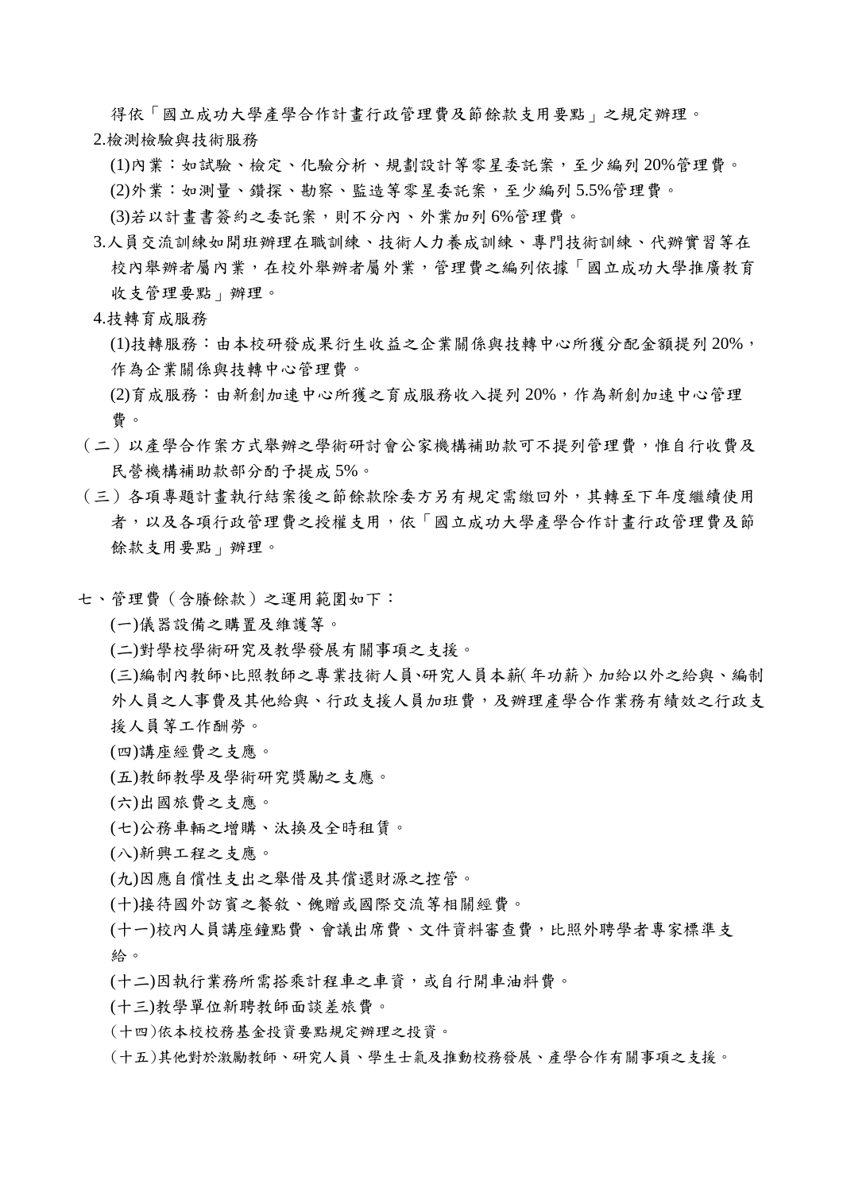得依「國立成功大學產學合作計畫行政管理費及節餘款支用要點」之規定辦理。

2.檢測檢驗與技術服務

(1)內業：如試驗、檢定、化驗分析、規劃設計等零星委託案，至少編列 20%管理費。

(2)外業：如測量、鑽探、勘察、監造等零星委託案，至少編列 5.5%管理費。

(3)若以計畫書簽約之委託案，則不分內、外業加列 6%管理費。

3.人員交流訓練如開班辦理在職訓練、技術人力養成訓練、專門技術訓練、代辦實習等在校內舉辦者屬內業，在校外舉辦者屬外業，管理費之編列依據「國立成功大學推廣教育收支管理要點」辦理。

4.技轉育成服務

(1)技轉服務：由本校研發成果衍生收益之企業關係與技轉中心所獲分配金額提列 20%，作為企業關係與技轉中心管理費。

(2)育成服務：由新創加速中心所獲之育成服務收入提列 20%，作為新創加速中心管理費。

（二）以產學合作案方式舉辦之學術研討會公家機構補助款可不提列管理費，惟自行收費及民營機構補助款部分酌予提成 5%。

（三）各項專題計畫執行結案後之節餘款除委方另有規定需繳回外，其轉至下年度繼續使用者，以及各項行政管理費之授權支用，依「國立成功大學產學合作計畫行政管理費及節餘款支用要點」辦理。

七、管理費（含賸餘款）之運用範圍如下：

(一)儀器設備之購置及維護等。

(二)對學校學術研究及教學發展有關事項之支援。

(三)編制內教師、比照教師之專業技術人員、研究人員本薪(年功薪)、加給以外之給與、編制外人員之人事費及其他給與、行政支援人員加班費，及辦理產學合作業務有績效之行政支援人員等工作酬勞。

(四)講座經費之支應。

(五)教師教學及學術研究獎勵之支應。

(六)出國旅費之支應。

(七)公務車輛之增購、汰換及全時租賃。

(八)新興工程之支應。

(九)因應自償性支出之舉借及其償還財源之控管。

(十)接待國外訪賓之餐敘、餽贈或國際交流等相關經費。

(十一)校內人員講座鐘點費、會議出席費、文件資料審查費，比照外聘學者專家標準支給。

(十二)因執行業務所需搭乘計程車之車資，或自行開車油料費。

(十三)教學單位新聘教師面談差旅費。

(十四)依本校校務基金投資要點規定辦理之投資。

(十五)其他對於激勵教師、研究人員、學生士氣及推動校務發展、產學合作有關事項之支援。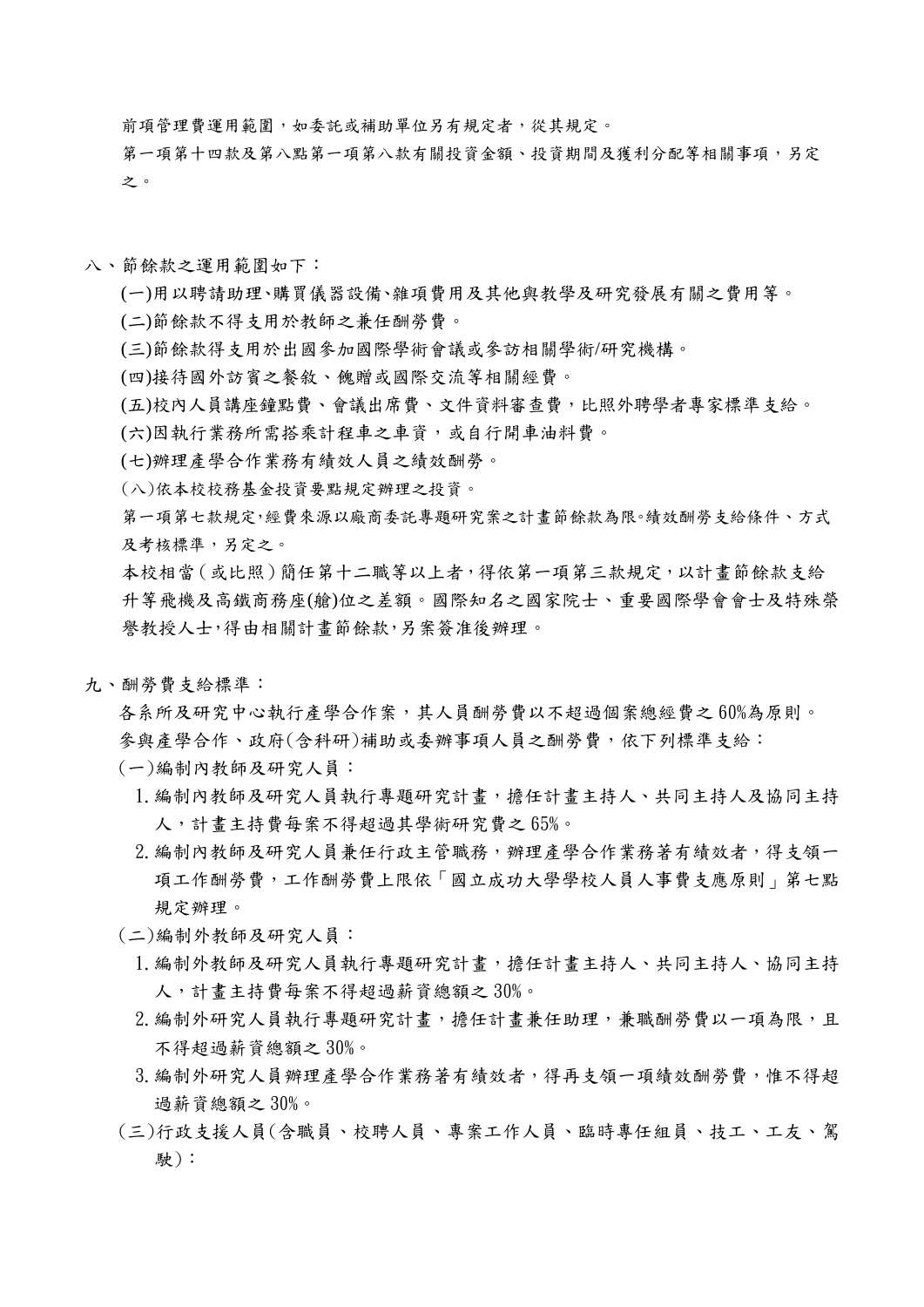前項管理費運用範圍，如委託或補助單位另有規定者，從其規定。

第一項第十四款及第八點第一項第八款有關投資金額、投資期間及獲利分配等相關事項，另定之。

八、節餘款之運用範圍如下：

(一)用以聘請助理、購買儀器設備、雜項費用及其他與教學及研究發展有關之費用等。

(二)節餘款不得支用於教師之兼任酬勞費。

(三)節餘款得支用於出國參加國際學術會議或參訪相關學術/研究機構。

(四)接待國外訪賓之餐敘、餽贈或國際交流等相關經費。

(五)校內人員講座鐘點費、會議出席費、文件資料審查費，比照外聘學者專家標準支給。

(六)因執行業務所需搭乘計程車之車資，或自行開車油料費。

(七)辦理產學合作業務有績效人員之績效酬勞。

(八)依本校校務基金投資要點規定辦理之投資。

第一項第七款規定，經費來源以廠商委託專題研究案之計畫節餘款為限。績效酬勞支給條件、方式及考核標準，另定之。

本校相當(或比照)簡任第十二職等以上者，得依第一項第三款規定，以計畫節餘款支給升等飛機及高鐵商務座(艙)位之差額。國際知名之國家院士、重要國際學會會士及特殊榮譽教授人士，得由相關計畫節餘款，另案簽准後辦理。

九、酬勞費支給標準：

各系所及研究中心執行產學合作案，其人員酬勞費以不超過個案總經費之 60%為原則。

參與產學合作、政府(含科研)補助或委辦事項人員之酬勞費，依下列標準支給：

(一)編制內教師及研究人員：

1. 編制內教師及研究人員執行專題研究計畫，擔任計畫主持人、共同主持人及協同主持人，計畫主持費每案不得超過其學術研究費之 65%。
2. 編制內教師及研究人員兼任行政主管職務，辦理產學合作業務著有績效者，得支領一項工作酬勞費，工作酬勞費上限依「國立成功大學學校人員人事費支應原則」第七點規定辦理。

(二)編制外教師及研究人員：

1. 編制外教師及研究人員執行專題研究計畫，擔任計畫主持人、共同主持人、協同主持人，計畫主持費每案不得超過薪資總額之 30%。
2. 編制外研究人員執行專題研究計畫，擔任計畫兼任助理，兼職酬勞費以一項為限，且不得超過薪資總額之 30%。
3. 編制外研究人員辦理產學合作業務著有績效者，得再支領一項績效酬勞費，惟不得超過薪資總額之 30%。

(三)行政支援人員(含職員、校聘人員、專案工作人員、臨時專任組員、技工、工友、駕駛)：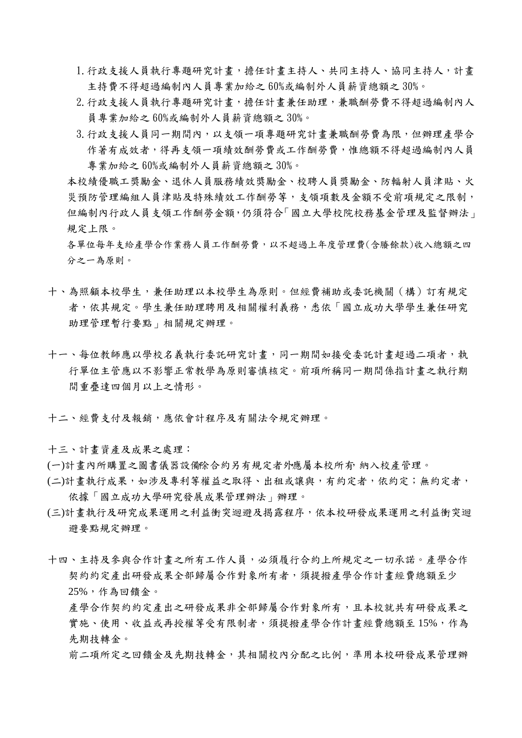1. 行政支援人員執行專題研究計畫，擔任計畫主持人、共同主持人、協同主持人，計畫主持費不得超過編制內人員專業加給之 60%或編制外人員薪資總額之 30%。
2. 行政支援人員執行專題研究計畫，擔任計畫兼任助理，兼職酬勞費不得超過編制內人員專業加給之 60%或編制外人員薪資總額之 30%。
3. 行政支援人員同一期間內，以支領一項專題研究計畫兼職酬勞費為限，但辦理產學合作著有成效者，得再支領一項績效酬勞費或工作酬勞費，惟總額不得超過編制內人員專業加給之 60%或編制外人員薪資總額之 30%。

本校績優職工獎勵金、退休人員服務績效獎勵金、校聘人員獎勵金、防輻射人員津貼、火災預防管理編組人員津貼及特殊績效工作酬勞等，支領項數及金額不受前項規定之限制，但編制內行政人員支領工作酬勞金額，仍須符合「國立大學校院校務基金管理及監督辦法」規定上限。

各單位每年支給產學合作業務人員工作酬勞費，以不超過上年度管理費(含賸餘款)收入總額之四分之一為原則。

十、為照顧本校學生，兼任助理以本校學生為原則。但經費補助或委託機關（構）訂有規定者，依其規定。學生兼任助理聘用及相關權利義務，悉依「國立成功大學學生兼任研究助理管理暫行要點」相關規定辦理。

十一、每位教師應以學校名義執行委託研究計畫，同一期間如接受委託計畫超過二項者，執行單位主管應以不影響正常教學為原則審慎核定。前項所稱同一期間係指計畫之執行期間重疊達四個月以上之情形。

十二、經費支付及報銷，應依會計程序及有關法令規定辦理。

十三、計畫資產及成果之處理：

(一)計畫內所購置之圖書儀器設備除合約另有規定者外應屬本校所有, 納入校產管理。

(二)計畫執行成果，如涉及專利等權益之取得、出租或讓與，有約定者，依約定；無約定者，依據「國立成功大學研究發展成果管理辦法」辦理。

(三)計畫執行及研究成果運用之利益衝突迴避及揭露程序，依本校研發成果運用之利益衝突迴避要點規定辦理。

十四、主持及參與合作計畫之所有工作人員，必須履行合約上所規定之一切承諾。產學合作契約約定產出研發成果全部歸屬合作對象所有者，須提撥產學合作計畫經費總額至少 25%，作為回饋金。

產學合作契約約定產出之研發成果非全部歸屬合作對象所有，且本校就共有研發成果之實施、使用、收益或再授權等受有限制者，須提撥產學合作計畫經費總額至 15%，作為先期技轉金。

前二項所定之回饋金及先期技轉金，其相關校內分配之比例，準用本校研發成果管理辦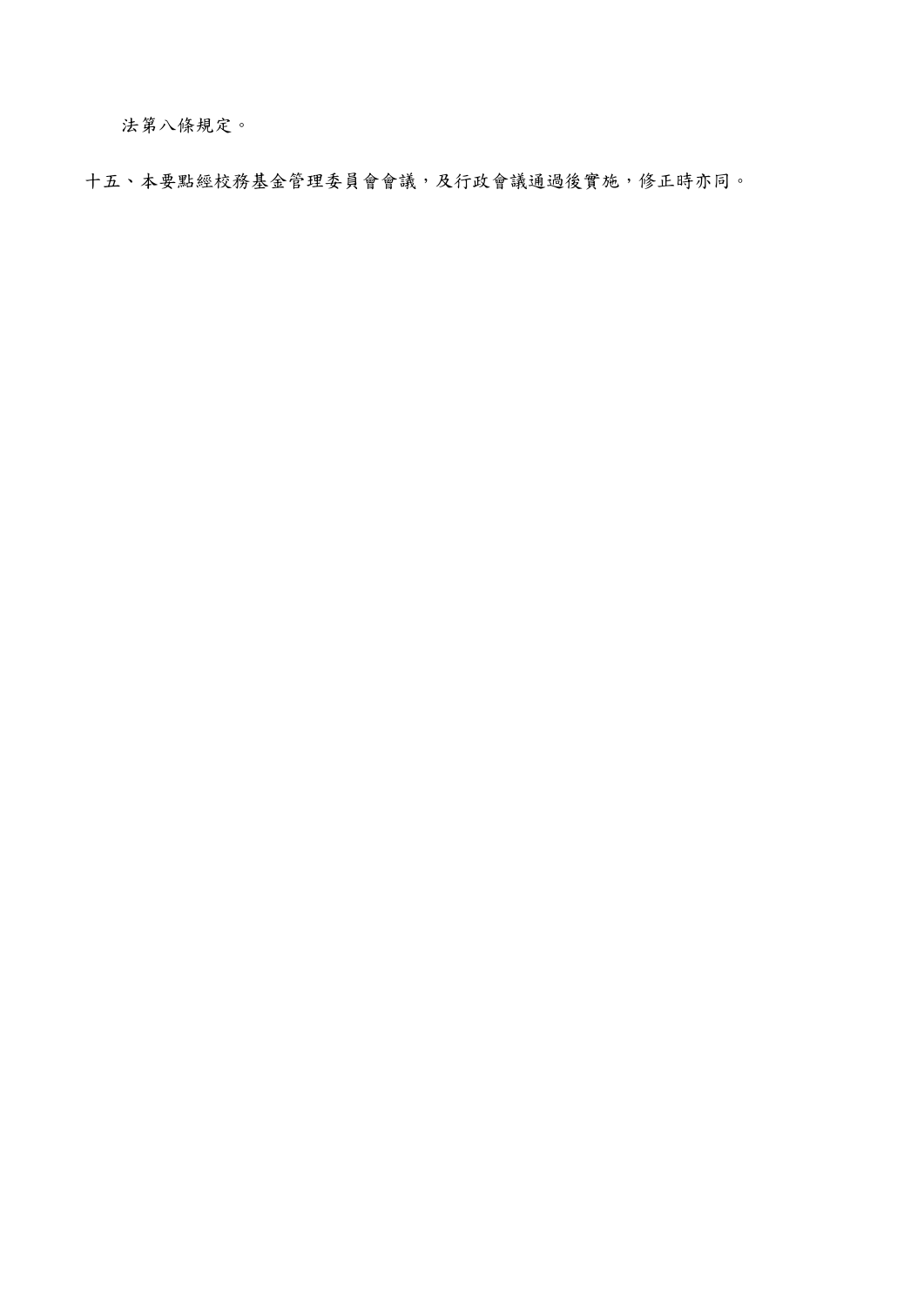法第八條規定。

十五、本要點經校務基金管理委員會會議，及行政會議通過後實施，修正時亦同。